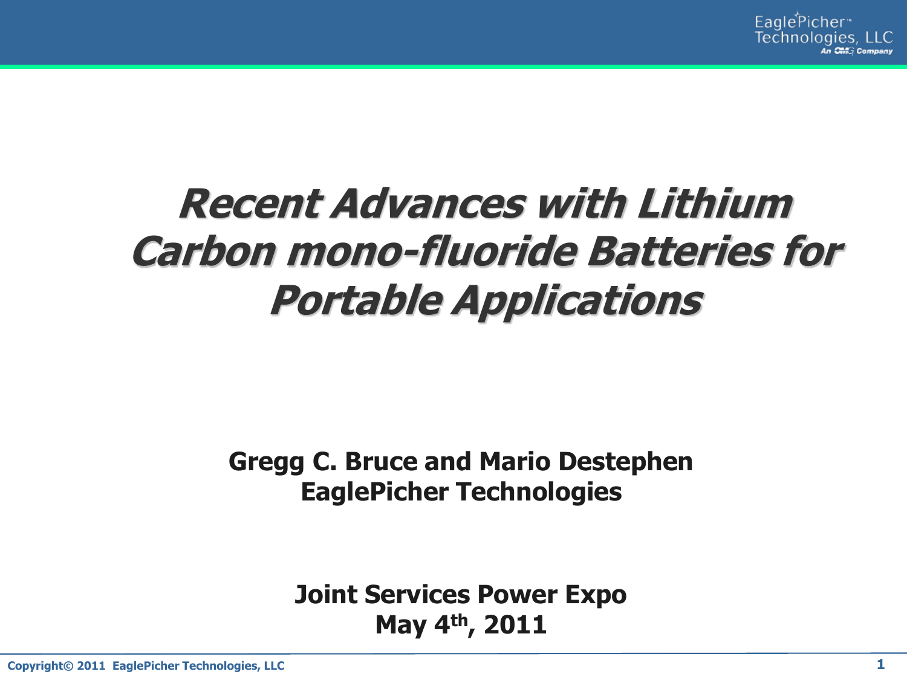# *Recent Advances with Lithium Carbon mono-fluoride Batteries for Portable Applications*

**Gregg C. Bruce and Mario Destephen**
**EaglePicher Technologies**

**Joint Services Power Expo**
**May 4th, 2011**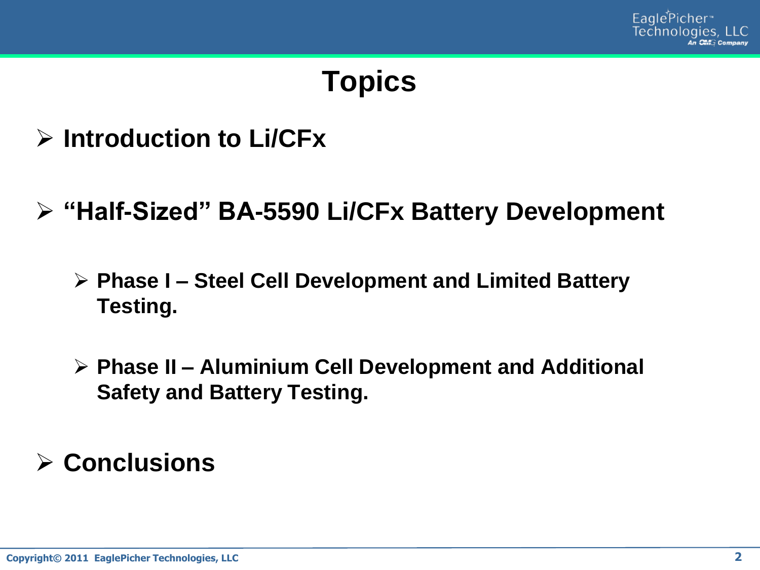# Topics

- **Introduction to Li/CFx**
- **"Half-Sized" BA-5590 Li/CFx Battery Development**
  - **Phase I – Steel Cell Development and Limited Battery Testing.**
  - **Phase II – Aluminium Cell Development and Additional Safety and Battery Testing.**
- **Conclusions**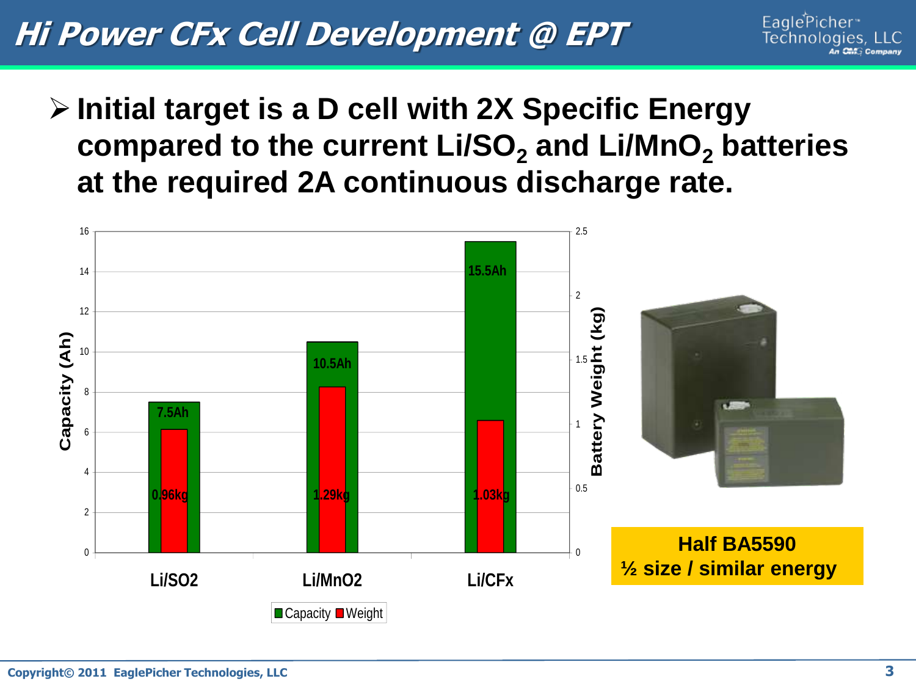# Hi Power CFx Cell Development @ EPT

- **Initial target is a D cell with 2X Specific Energy compared to the current Li/$SO_2$ and Li/$MnO_2$ batteries at the required 2A continuous discharge rate.**

| | Capacity (Ah) | Battery Weight (kg) |
|---|---|---|
| Li/SO2 | 7.5Ah | 0.96kg |
| Li/MnO2 | 10.5Ah | 1.29kg |
| Li/CFx | 15.5Ah | 1.03kg |

**Half BA5590**
**½ size / similar energy**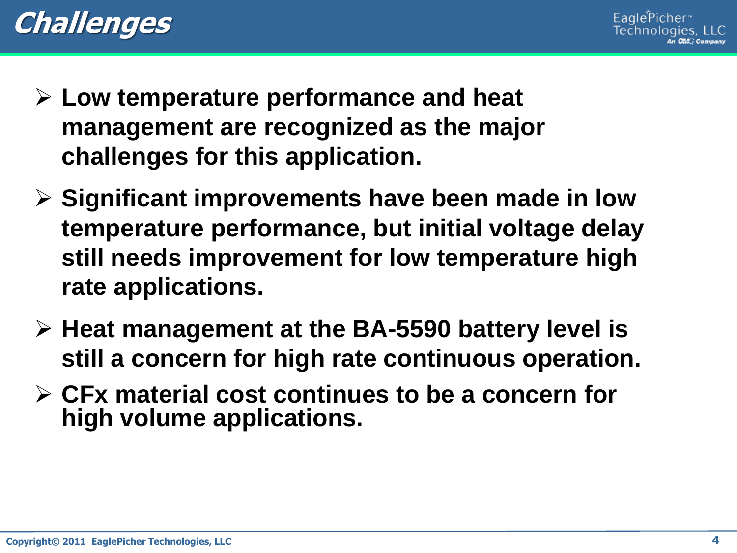# Challenges

- **Low temperature performance and heat management are recognized as the major challenges for this application.**
- **Significant improvements have been made in low temperature performance, but initial voltage delay still needs improvement for low temperature high rate applications.**
- **Heat management at the BA-5590 battery level is still a concern for high rate continuous operation.**
- **CFx material cost continues to be a concern for high volume applications.**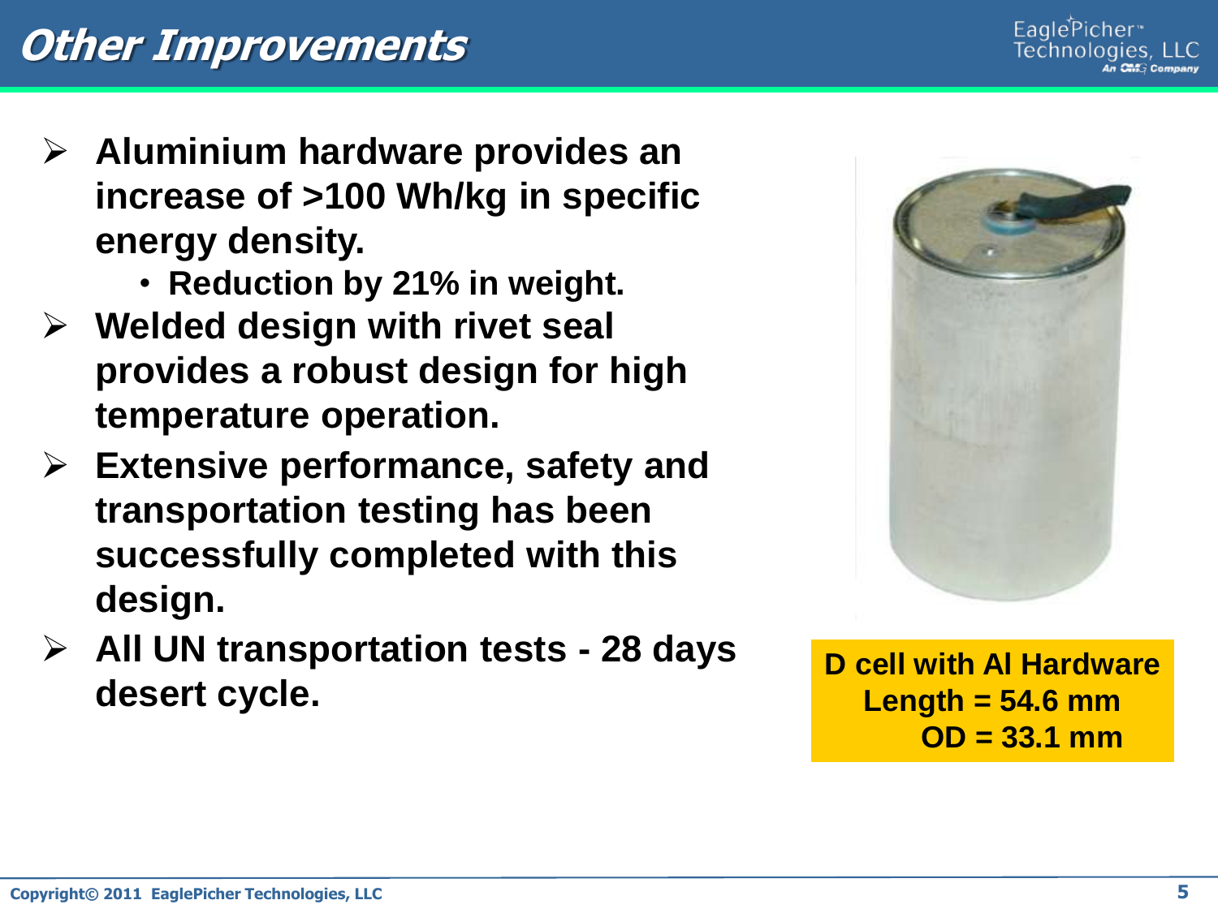# Other Improvements

- **Aluminium hardware provides an increase of >100 Wh/kg in specific energy density.**
  - **Reduction by 21% in weight.**
- **Welded design with rivet seal provides a robust design for high temperature operation.**
- **Extensive performance, safety and transportation testing has been successfully completed with this design.**
- **All UN transportation tests - 28 days desert cycle.**

**D cell with Al Hardware**
**Length = 54.6 mm**
**OD = 33.1 mm**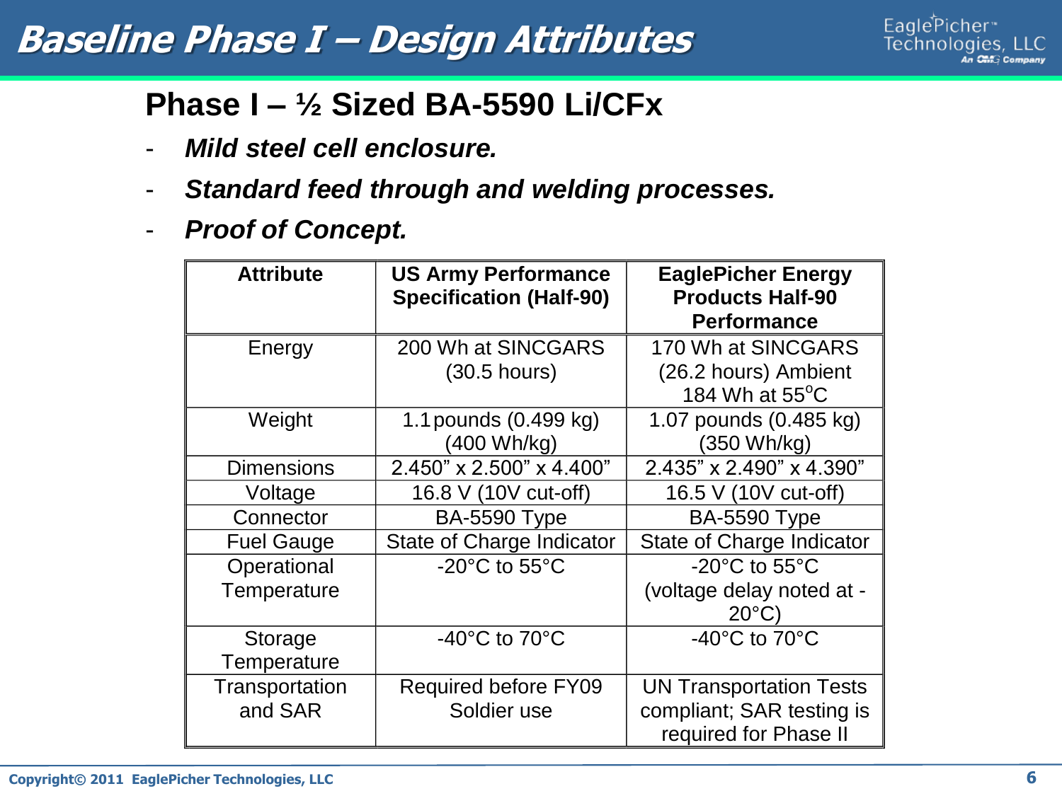# Baseline Phase I – Design Attributes

## Phase I – ½ Sized BA-5590 Li/CFx

- ***Mild steel cell enclosure.***
- ***Standard feed through and welding processes.***
- ***Proof of Concept.***

| Attribute | US Army Performance Specification (Half-90) | EaglePicher Energy Products Half-90 Performance |
|---|---|---|
| Energy | 200 Wh at SINCGARS (30.5 hours) | 170 Wh at SINCGARS (26.2 hours) Ambient 184 Wh at 55°C |
| Weight | 1.1 pounds (0.499 kg) (400 Wh/kg) | 1.07 pounds (0.485 kg) (350 Wh/kg) |
| Dimensions | 2.450" x 2.500" x 4.400" | 2.435" x 2.490" x 4.390" |
| Voltage | 16.8 V (10V cut-off) | 16.5 V (10V cut-off) |
| Connector | BA-5590 Type | BA-5590 Type |
| Fuel Gauge | State of Charge Indicator | State of Charge Indicator |
| Operational Temperature | -20°C to 55°C | -20°C to 55°C (voltage delay noted at -20°C) |
| Storage Temperature | -40°C to 70°C | -40°C to 70°C |
| Transportation and SAR | Required before FY09 Soldier use | UN Transportation Tests compliant; SAR testing is required for Phase II |

Copyright© 2011 EaglePicher Technologies, LLC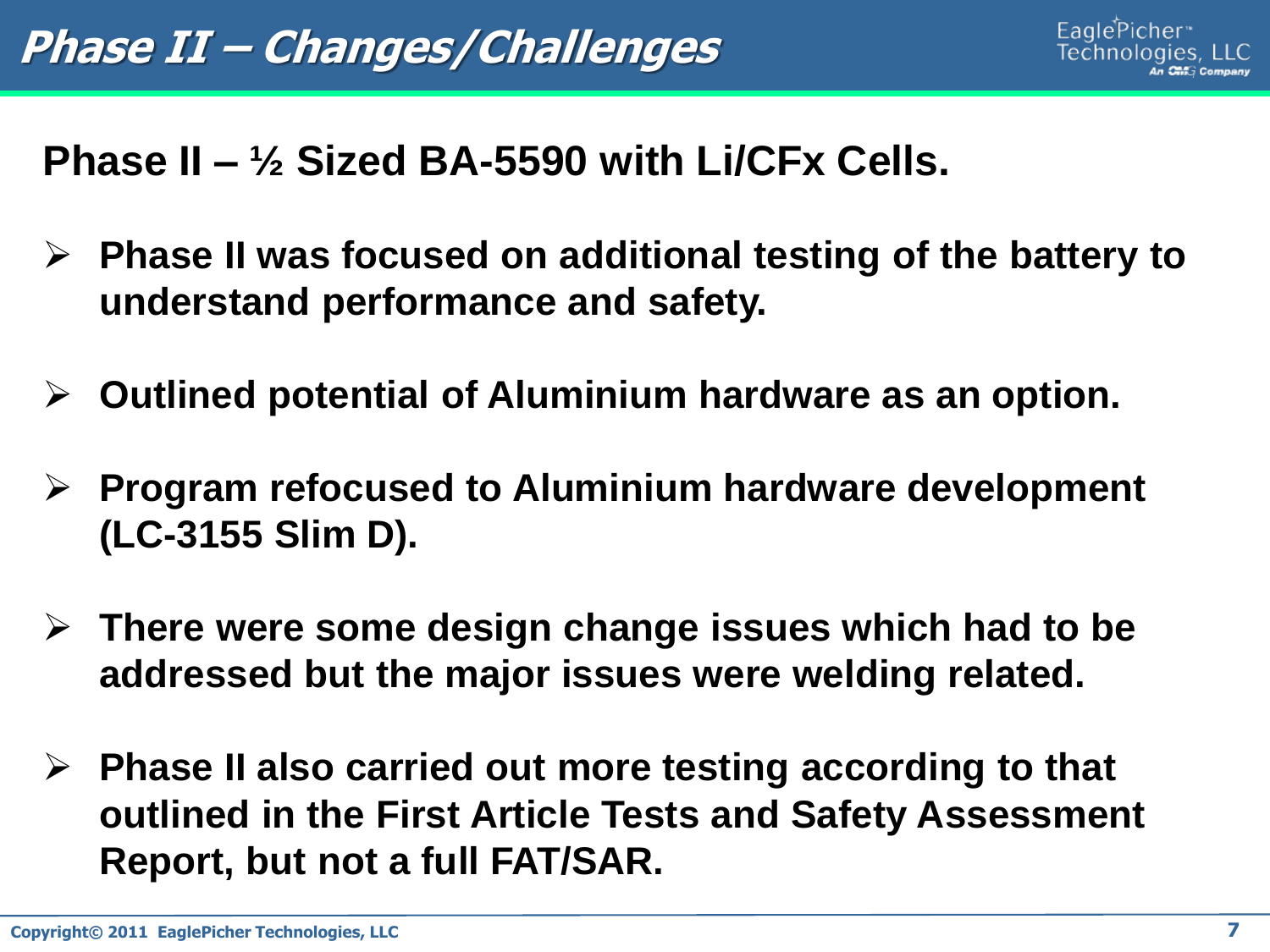# Phase II – Changes/Challenges

## Phase II – ½ Sized BA-5590 with Li/CFx Cells.

- **Phase II was focused on additional testing of the battery to understand performance and safety.**
- **Outlined potential of Aluminium hardware as an option.**
- **Program refocused to Aluminium hardware development (LC-3155 Slim D).**
- **There were some design change issues which had to be addressed but the major issues were welding related.**
- **Phase II also carried out more testing according to that outlined in the First Article Tests and Safety Assessment Report, but not a full FAT/SAR.**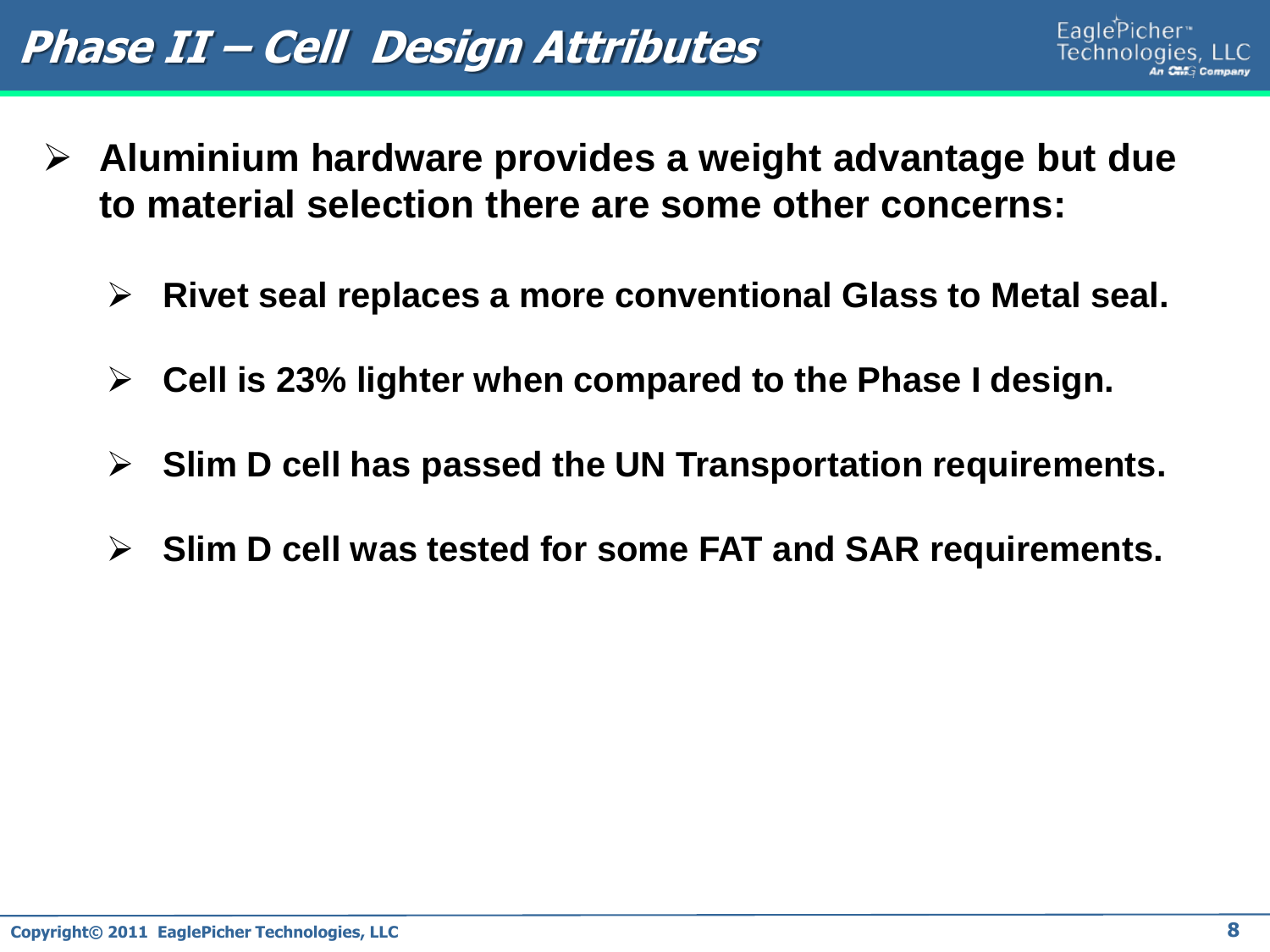# Phase II – Cell Design Attributes

- **Aluminium hardware provides a weight advantage but due to material selection there are some other concerns:**
  - **Rivet seal replaces a more conventional Glass to Metal seal.**
  - **Cell is 23% lighter when compared to the Phase I design.**
  - **Slim D cell has passed the UN Transportation requirements.**
  - **Slim D cell was tested for some FAT and SAR requirements.**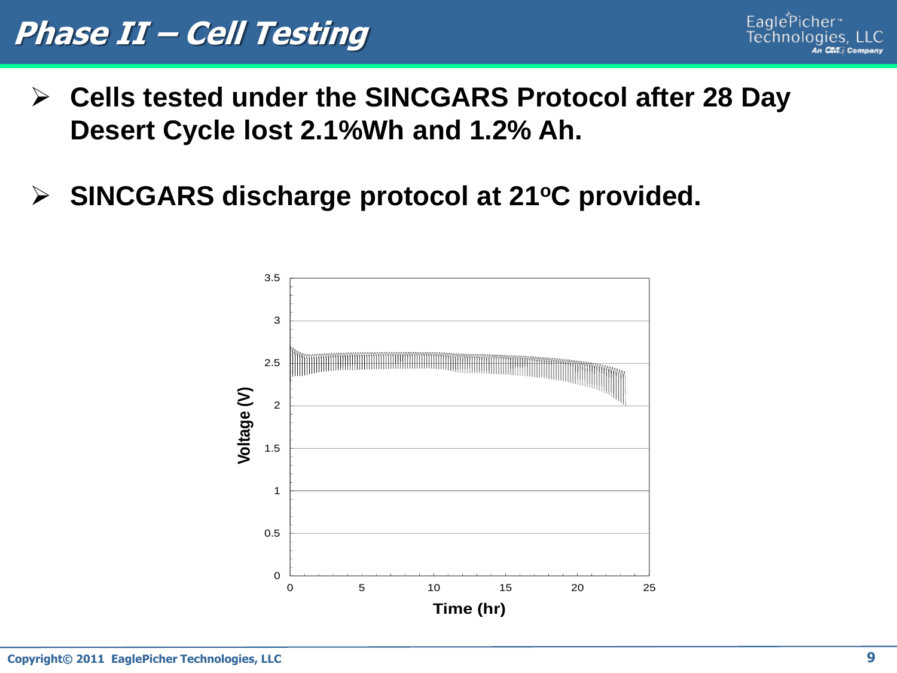# Phase II – Cell Testing

- **Cells tested under the SINCGARS Protocol after 28 Day Desert Cycle lost 2.1%Wh and 1.2% Ah.**
- **SINCGARS discharge protocol at 21ºC provided.**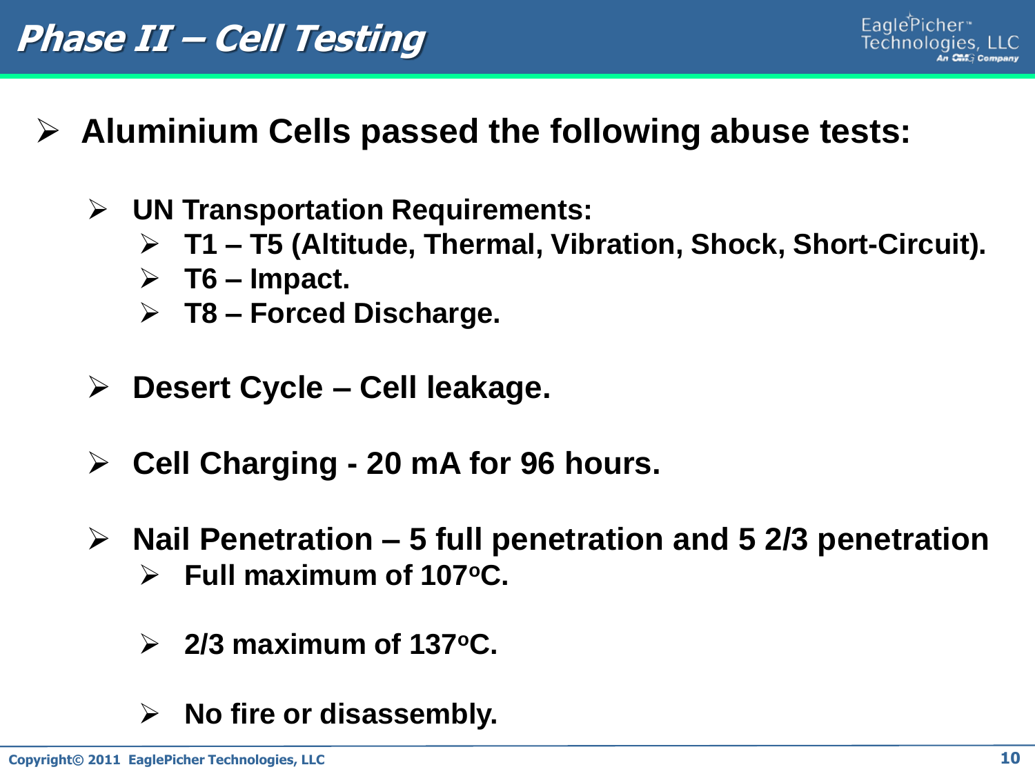# Phase II – Cell Testing

- **Aluminium Cells passed the following abuse tests:**
  - **UN Transportation Requirements:**
    - **T1 – T5 (Altitude, Thermal, Vibration, Shock, Short-Circuit).**
    - **T6 – Impact.**
    - **T8 – Forced Discharge.**
  - **Desert Cycle – Cell leakage.**
  - **Cell Charging - 20 mA for 96 hours.**
  - **Nail Penetration – 5 full penetration and 5 2/3 penetration**
    - **Full maximum of 107$^{o}$C.**
    - **2/3 maximum of 137$^{o}$C.**
    - **No fire or disassembly.**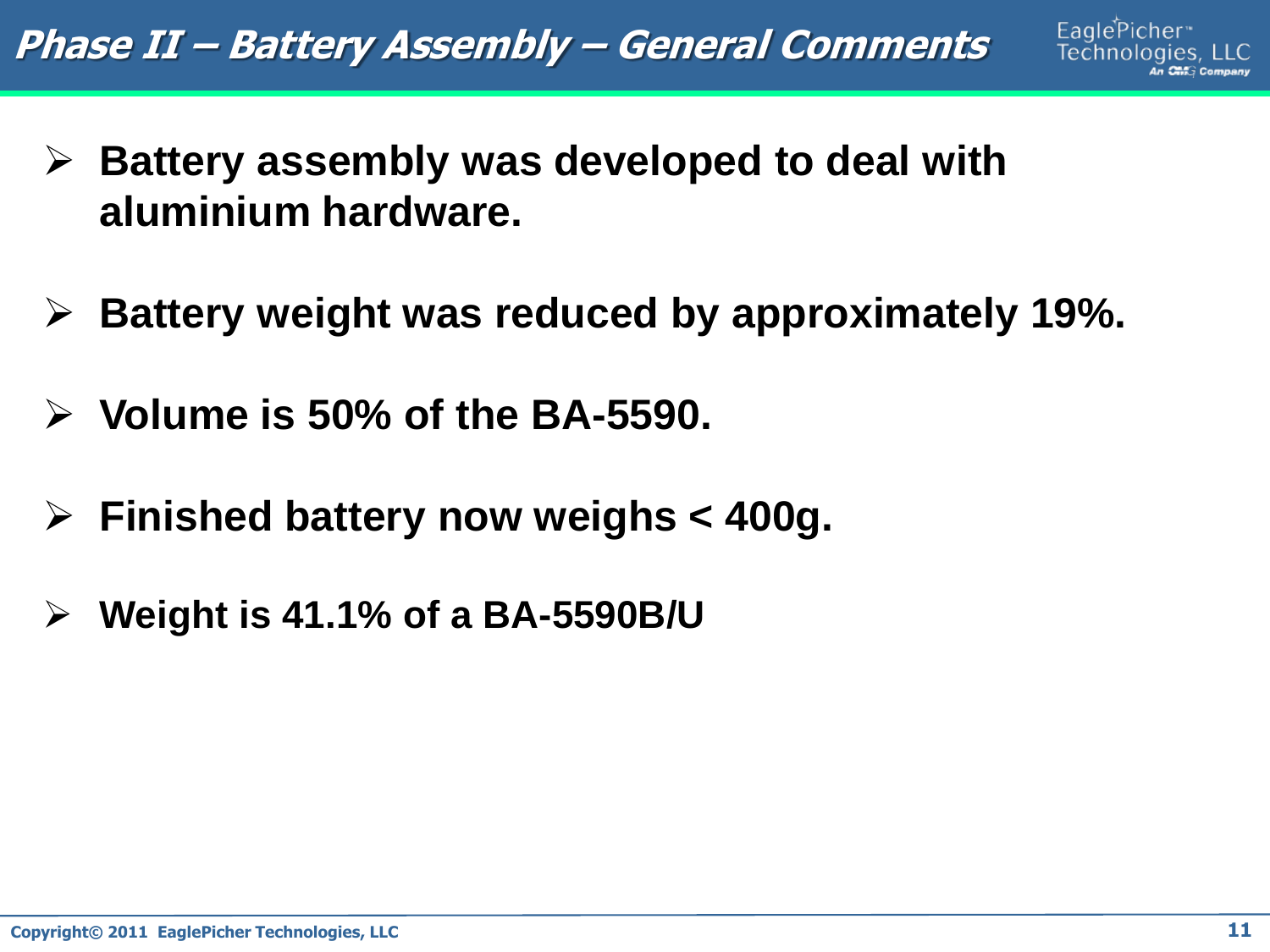# Phase II – Battery Assembly – General Comments

- **Battery assembly was developed to deal with aluminium hardware.**
- **Battery weight was reduced by approximately 19%.**
- **Volume is 50% of the BA-5590.**
- **Finished battery now weighs < 400g.**
- **Weight is 41.1% of a BA-5590B/U**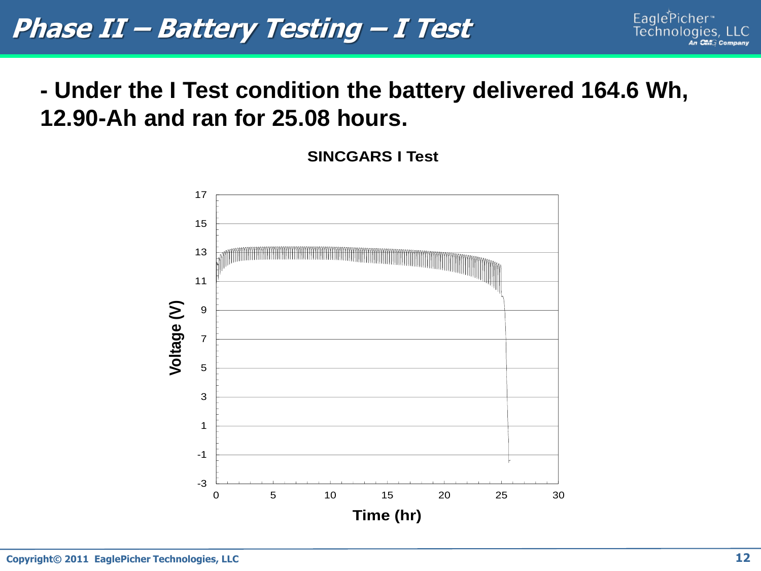# Phase II – Battery Testing – I Test

- **Under the I Test condition the battery delivered 164.6 Wh, 12.90-Ah and ran for 25.08 hours.**

**SINCGARS I Test**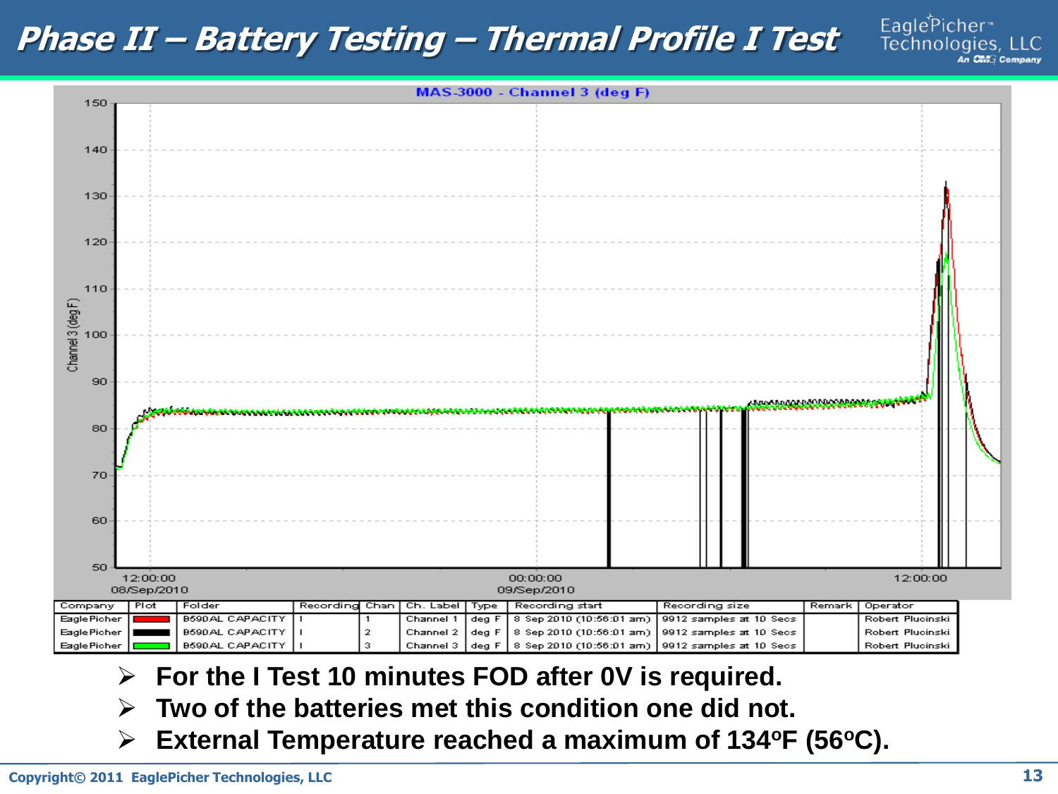# Phase II – Battery Testing – Thermal Profile I Test

MAS-3000 - Channel 3 (deg F)

| Company | Plot | Folder | Recording | Chan | Ch. Label | Type | Recording start | Recording size | Remark | Operator |
|---|---|---|---|---|---|---|---|---|---|---|
| EaglePicher | (red) | B590AL CAPACITY | I | 1 | Channel 1 | deg F | 8 Sep 2010 (10:56:01 am) | 9912 samples at 10 Secs | | Robert Plucinski |
| EaglePicher | (black) | B590AL CAPACITY | I | 2 | Channel 2 | deg F | 8 Sep 2010 (10:56:01 am) | 9912 samples at 10 Secs | | Robert Plucinski |
| EaglePicher | (green) | B590AL CAPACITY | I | 3 | Channel 3 | deg F | 8 Sep 2010 (10:56:01 am) | 9912 samples at 10 Secs | | Robert Plucinski |

- For the I Test 10 minutes FOD after 0V is required.
- Two of the batteries met this condition one did not.
- External Temperature reached a maximum of 134ºF (56ºC).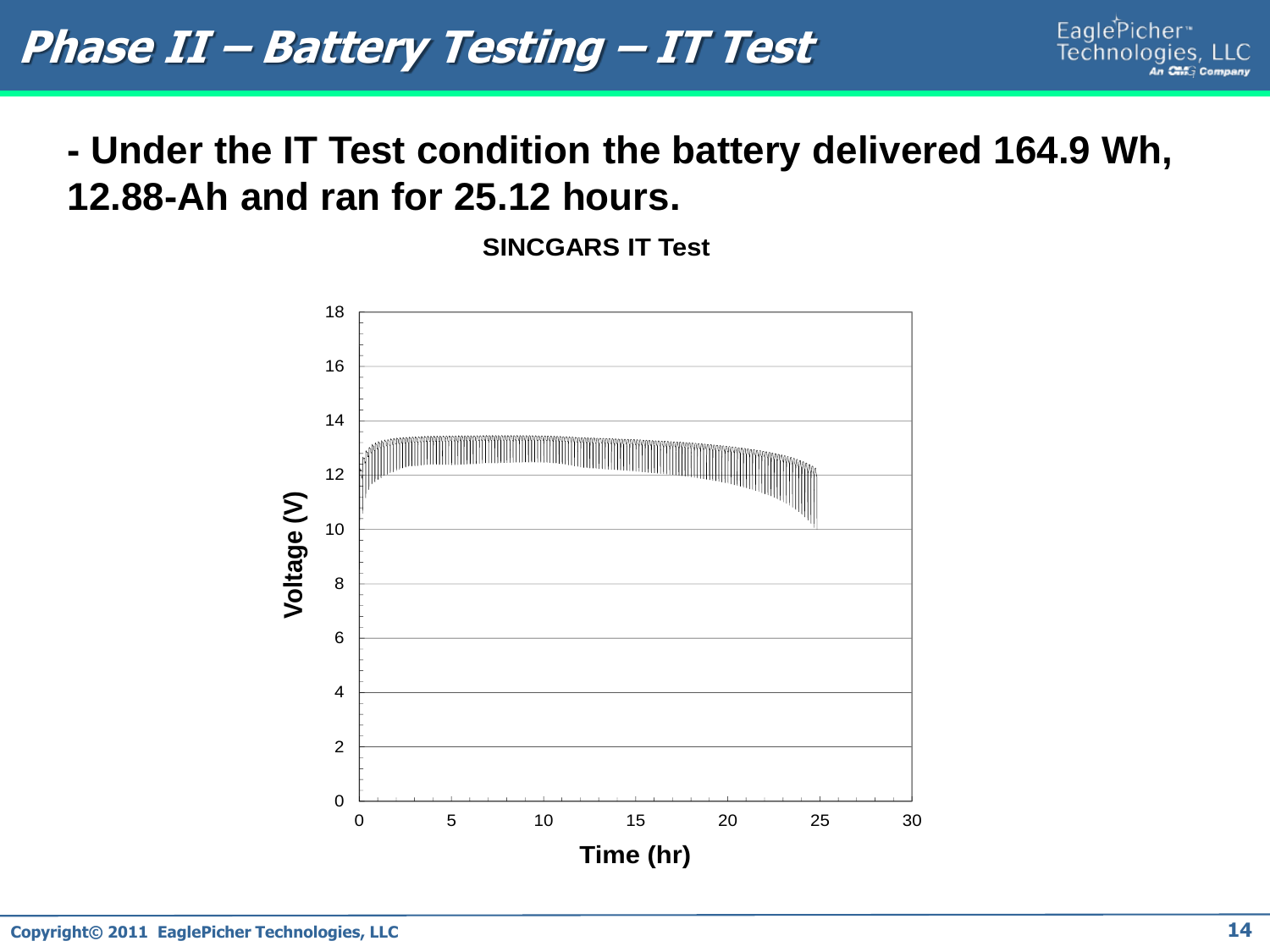# Phase II – Battery Testing – IT Test

**- Under the IT Test condition the battery delivered 164.9 Wh, 12.88-Ah and ran for 25.12 hours.**

**SINCGARS IT Test**

Voltage (V)

Time (hr)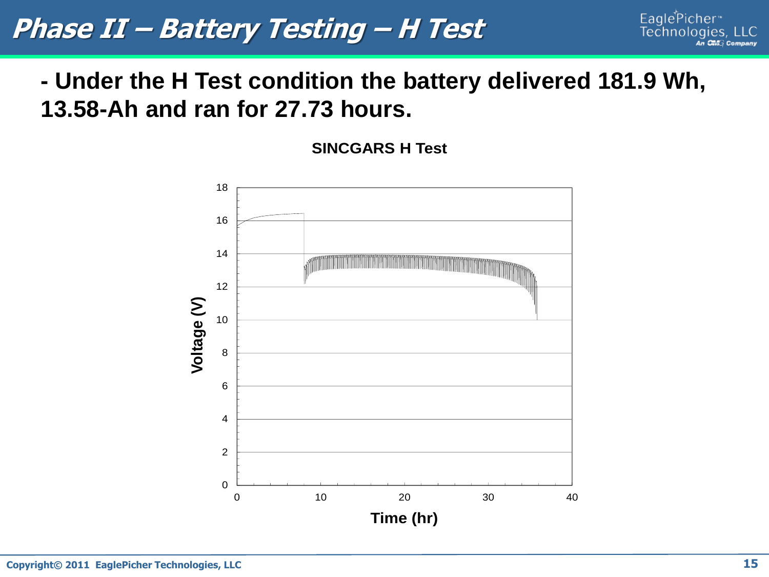# Phase II – Battery Testing – H Test

- Under the H Test condition the battery delivered 181.9 Wh, 13.58-Ah and ran for 27.73 hours.

**SINCGARS H Test**

Voltage (V)

Time (hr)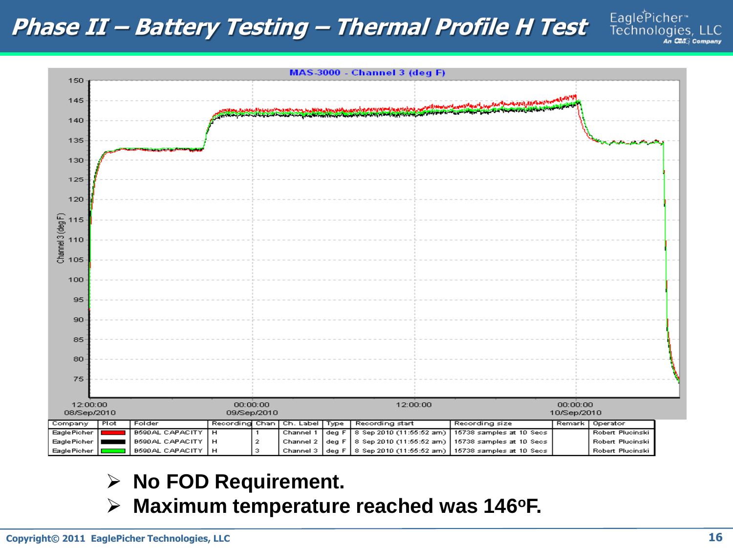# Phase II – Battery Testing – Thermal Profile H Test

MAS-3000 - Channel 3 (deg F)

| Company | Plot | Folder | Recording | Chan | Ch. Label | Type | Recording start | Recording size | Remark | Operator |
|---|---|---|---|---|---|---|---|---|---|---|
| EaglePicher | Red | B590AL CAPACITY | H | 1 | Channel 1 | deg F | 8 Sep 2010 (11:55:52 am) | 15738 samples at 10 Secs | | Robert Plucinski |
| EaglePicher | Black | B590AL CAPACITY | H | 2 | Channel 2 | deg F | 8 Sep 2010 (11:55:52 am) | 15738 samples at 10 Secs | | Robert Plucinski |
| EaglePicher | Green | B590AL CAPACITY | H | 3 | Channel 3 | deg F | 8 Sep 2010 (11:55:52 am) | 15738 samples at 10 Secs | | Robert Plucinski |

- **No FOD Requirement.**
- **Maximum temperature reached was 146°F.**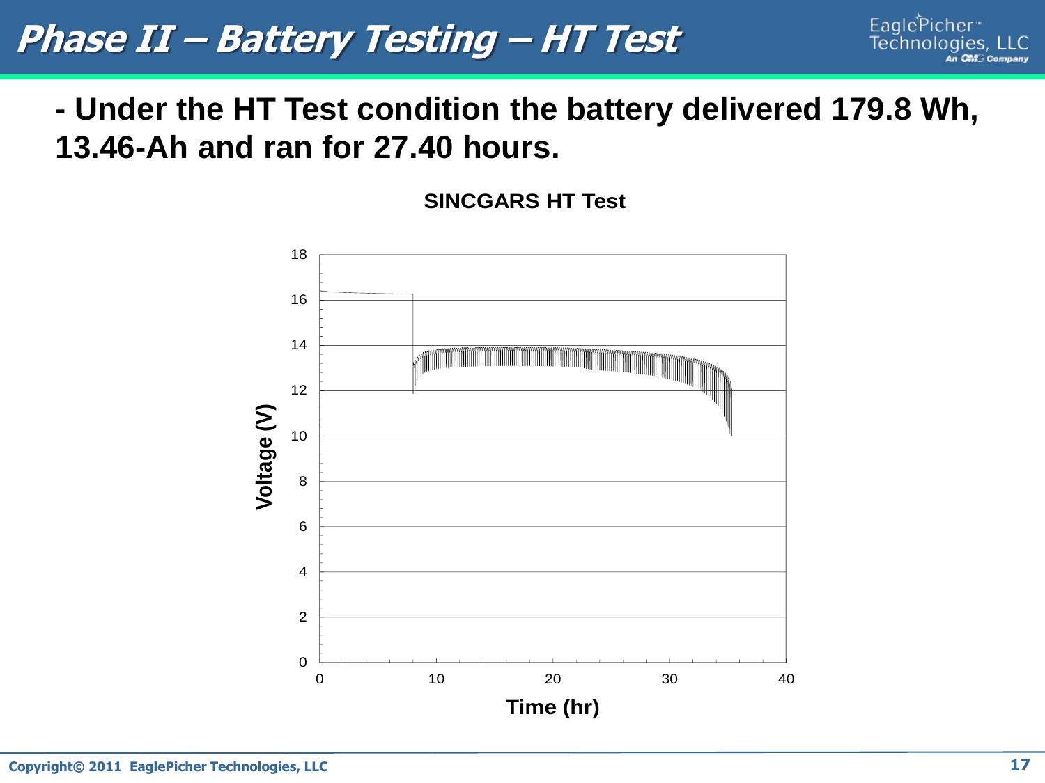# Phase II – Battery Testing – HT Test

- Under the HT Test condition the battery delivered 179.8 Wh, 13.46-Ah and ran for 27.40 hours.

**SINCGARS HT Test**

Voltage (V)

Time (hr)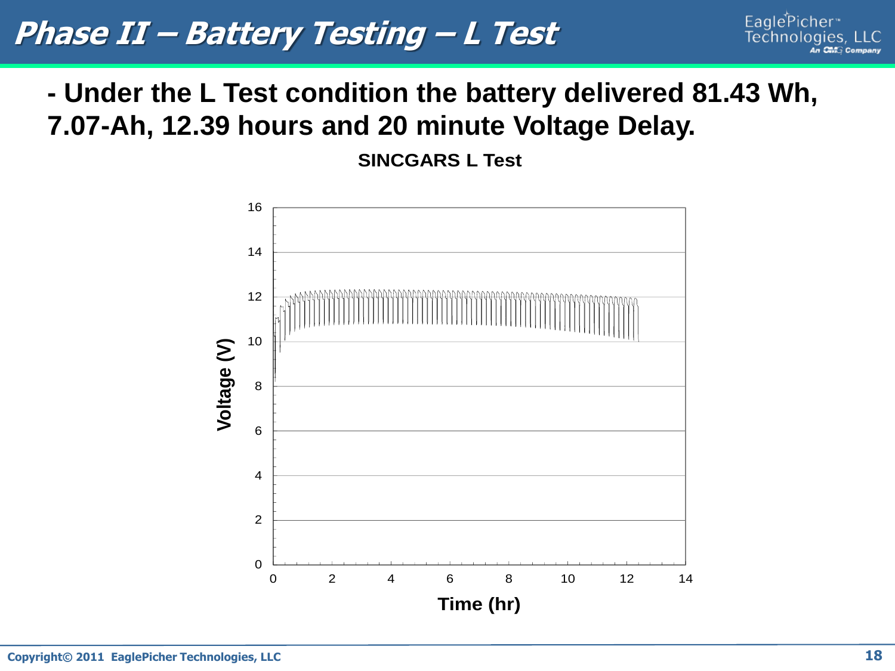# Phase II – Battery Testing – L Test

- **Under the L Test condition the battery delivered 81.43 Wh, 7.07-Ah, 12.39 hours and 20 minute Voltage Delay.**

**SINCGARS L Test**

Voltage (V)

Time (hr)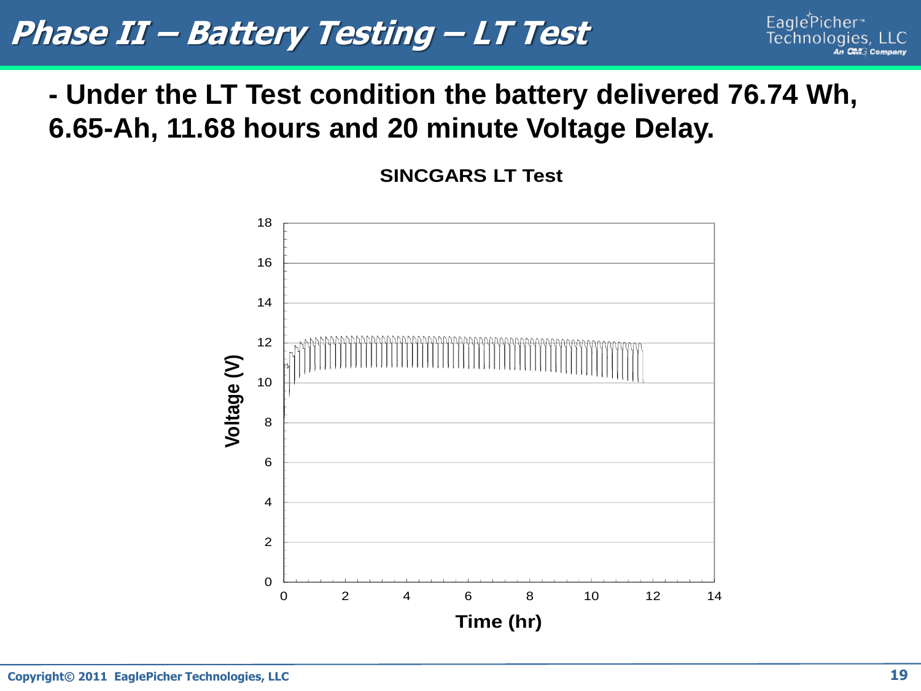# Phase II – Battery Testing – LT Test

- Under the LT Test condition the battery delivered 76.74 Wh, 6.65-Ah, 11.68 hours and 20 minute Voltage Delay.

**SINCGARS LT Test**

Voltage (V)

Time (hr)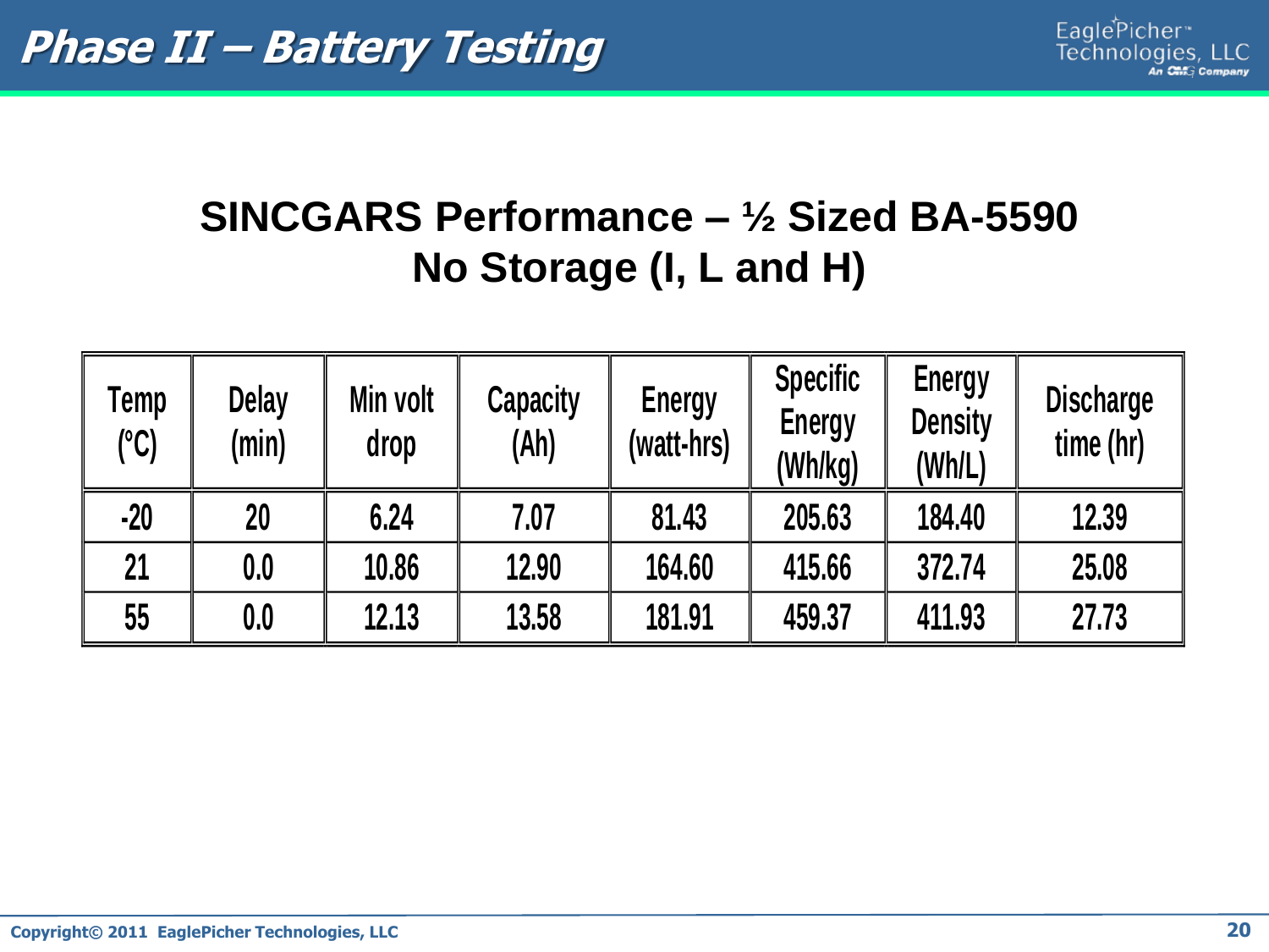# Phase II – Battery Testing

## SINCGARS Performance – ½ Sized BA-5590
## No Storage (I, L and H)

| Temp (°C) | Delay (min) | Min volt drop | Capacity (Ah) | Energy (watt-hrs) | Specific Energy (Wh/kg) | Energy Density (Wh/L) | Discharge time (hr) |
|---|---|---|---|---|---|---|---|
| -20 | 20 | 6.24 | 7.07 | 81.43 | 205.63 | 184.40 | 12.39 |
| 21 | 0.0 | 10.86 | 12.90 | 164.60 | 415.66 | 372.74 | 25.08 |
| 55 | 0.0 | 12.13 | 13.58 | 181.91 | 459.37 | 411.93 | 27.73 |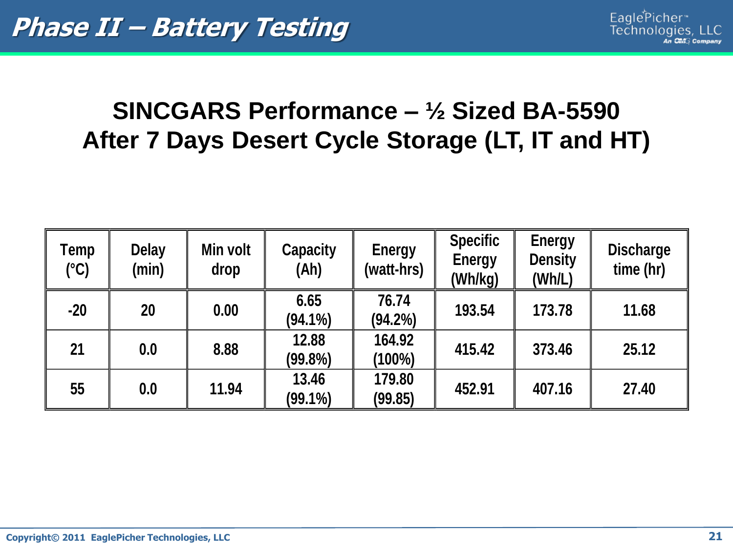# Phase II – Battery Testing

## SINCGARS Performance – ½ Sized BA-5590
## After 7 Days Desert Cycle Storage (LT, IT and HT)

| Temp (°C) | Delay (min) | Min volt drop | Capacity (Ah) | Energy (watt-hrs) | Specific Energy (Wh/kg) | Energy Density (Wh/L) | Discharge time (hr) |
|---|---|---|---|---|---|---|---|
| -20 | 20 | 0.00 | 6.65 (94.1%) | 76.74 (94.2%) | 193.54 | 173.78 | 11.68 |
| 21 | 0.0 | 8.88 | 12.88 (99.8%) | 164.92 (100%) | 415.42 | 373.46 | 25.12 |
| 55 | 0.0 | 11.94 | 13.46 (99.1%) | 179.80 (99.85) | 452.91 | 407.16 | 27.40 |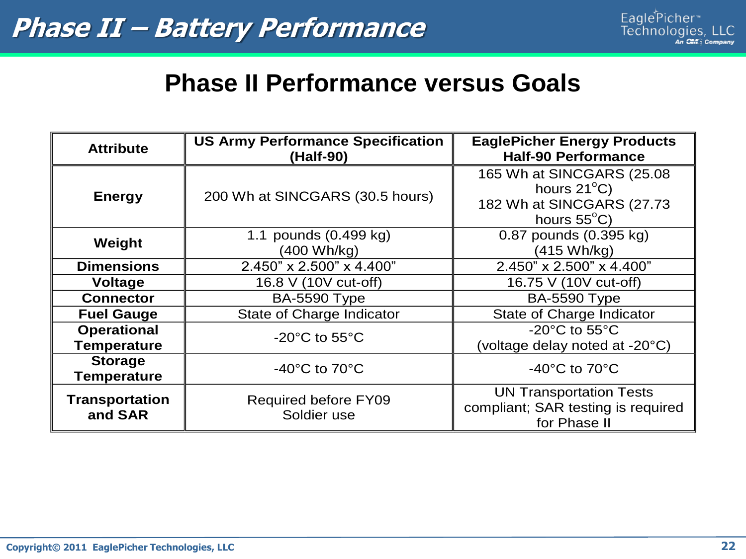# Phase II – Battery Performance

## Phase II Performance versus Goals

| Attribute | US Army Performance Specification (Half-90) | EaglePicher Energy Products Half-90 Performance |
|---|---|---|
| **Energy** | 200 Wh at SINCGARS (30.5 hours) | 165 Wh at SINCGARS (25.08 hours 21°C) 182 Wh at SINCGARS (27.73 hours 55°C) |
| **Weight** | 1.1 pounds (0.499 kg) (400 Wh/kg) | 0.87 pounds (0.395 kg) (415 Wh/kg) |
| **Dimensions** | 2.450" x 2.500" x 4.400" | 2.450" x 2.500" x 4.400" |
| **Voltage** | 16.8 V (10V cut-off) | 16.75 V (10V cut-off) |
| **Connector** | BA-5590 Type | BA-5590 Type |
| **Fuel Gauge** | State of Charge Indicator | State of Charge Indicator |
| **Operational Temperature** | -20°C to 55°C | -20°C to 55°C (voltage delay noted at -20°C) |
| **Storage Temperature** | -40°C to 70°C | -40°C to 70°C |
| **Transportation and SAR** | Required before FY09 Soldier use | UN Transportation Tests compliant; SAR testing is required for Phase II |

Copyright© 2011 EaglePicher Technologies, LLC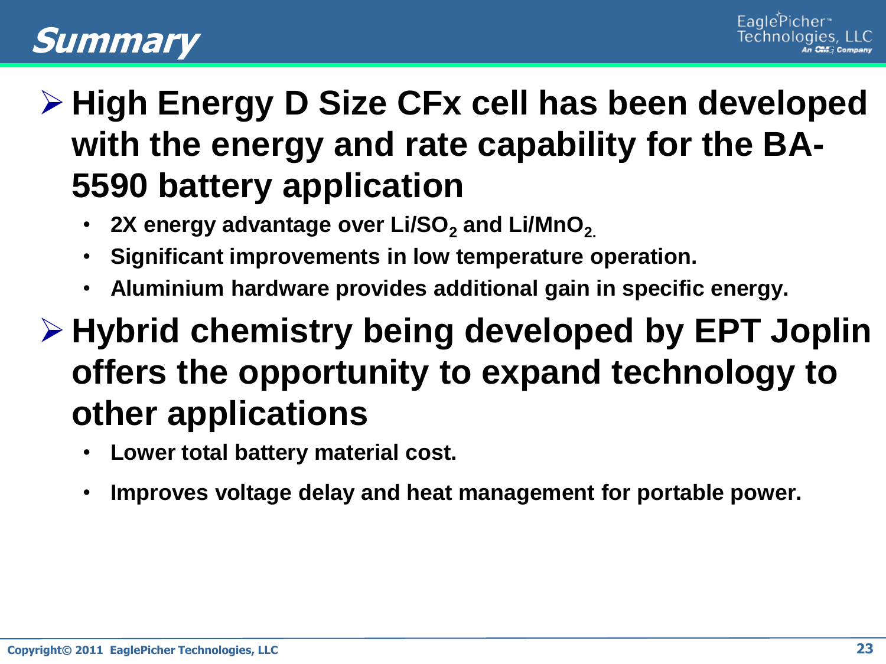# Summary

- **High Energy D Size CFx cell has been developed with the energy and rate capability for the BA-5590 battery application**
  - **2X energy advantage over Li/$SO_2$ and Li/$MnO_2$.**
  - **Significant improvements in low temperature operation.**
  - **Aluminium hardware provides additional gain in specific energy.**
- **Hybrid chemistry being developed by EPT Joplin offers the opportunity to expand technology to other applications**
  - **Lower total battery material cost.**
  - **Improves voltage delay and heat management for portable power.**